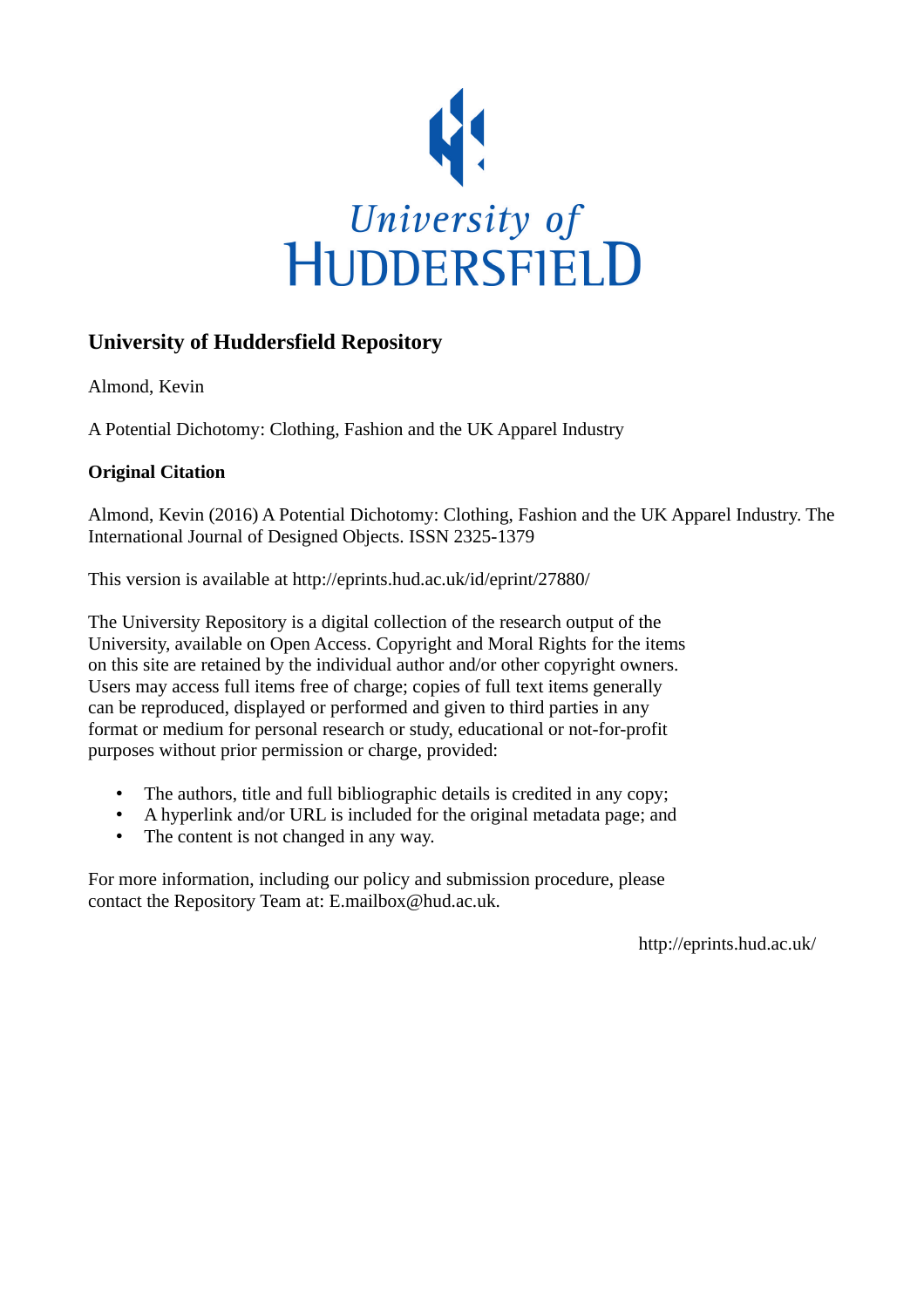# University of Huddersfield Repository

Almond, Kevin

A Potential Dichotomy: Clothing, Fashion and the UK Apparel Industry

## Original Citation

Almond, Kevin (2016) A Potential Dichotomy: Clothing, Fashion and the UK Apparel Industry. The International Journal of Designed Objects. ISSN 2325-1379

This version is available at http://eprints.hud.ac.uk/id/eprint/27880/

The University Repository is a digital collection of the research output of the University, available on Open Access. Copyright and Moral Rights for the items on this site are retained by the individual author and/or other copyright owners. Users may access full items free of charge; copies of full text items generally can be reproduced, displayed or performed and given to third parties in any format or medium for personal research or study, educational or not-for-profit purposes without prior permission or charge, provided:

- The authors, title and full bibliographic details is credited in any copy;
- A hyperlink and/or URL is included for the original metadata page; and
- The content is not changed in any way.

For more information, including our policy and submission procedure, please contact the Repository Team at: E.mailbox@hud.ac.uk.

http://eprints.hud.ac.uk/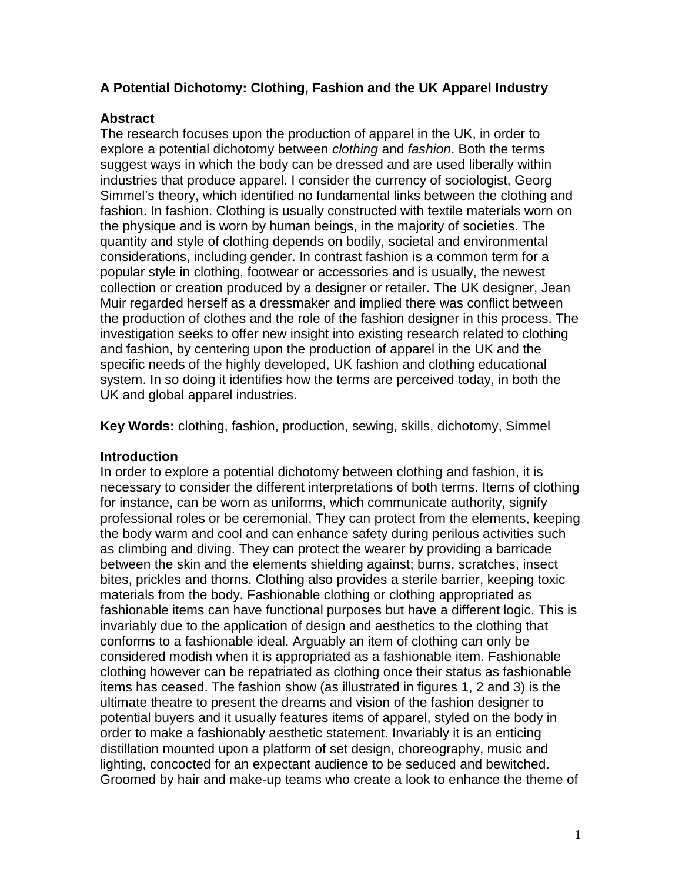**A Potential Dichotomy: Clothing, Fashion and the UK Apparel Industry**

**Abstract**

The research focuses upon the production of apparel in the UK, in order to explore a potential dichotomy between *clothing* and *fashion*. Both the terms suggest ways in which the body can be dressed and are used liberally within industries that produce apparel. I consider the currency of sociologist, Georg Simmel's theory, which identified no fundamental links between the clothing and fashion. In fashion. Clothing is usually constructed with textile materials worn on the physique and is worn by human beings, in the majority of societies. The quantity and style of clothing depends on bodily, societal and environmental considerations, including gender. In contrast fashion is a common term for a popular style in clothing, footwear or accessories and is usually, the newest collection or creation produced by a designer or retailer. The UK designer, Jean Muir regarded herself as a dressmaker and implied there was conflict between the production of clothes and the role of the fashion designer in this process. The investigation seeks to offer new insight into existing research related to clothing and fashion, by centering upon the production of apparel in the UK and the specific needs of the highly developed, UK fashion and clothing educational system. In so doing it identifies how the terms are perceived today, in both the UK and global apparel industries.

**Key Words:** clothing, fashion, production, sewing, skills, dichotomy, Simmel

**Introduction**

In order to explore a potential dichotomy between clothing and fashion, it is necessary to consider the different interpretations of both terms. Items of clothing for instance, can be worn as uniforms, which communicate authority, signify professional roles or be ceremonial. They can protect from the elements, keeping the body warm and cool and can enhance safety during perilous activities such as climbing and diving. They can protect the wearer by providing a barricade between the skin and the elements shielding against; burns, scratches, insect bites, prickles and thorns. Clothing also provides a sterile barrier, keeping toxic materials from the body. Fashionable clothing or clothing appropriated as fashionable items can have functional purposes but have a different logic. This is invariably due to the application of design and aesthetics to the clothing that conforms to a fashionable ideal. Arguably an item of clothing can only be considered modish when it is appropriated as a fashionable item. Fashionable clothing however can be repatriated as clothing once their status as fashionable items has ceased. The fashion show (as illustrated in figures 1, 2 and 3) is the ultimate theatre to present the dreams and vision of the fashion designer to potential buyers and it usually features items of apparel, styled on the body in order to make a fashionably aesthetic statement. Invariably it is an enticing distillation mounted upon a platform of set design, choreography, music and lighting, concocted for an expectant audience to be seduced and bewitched. Groomed by hair and make-up teams who create a look to enhance the theme of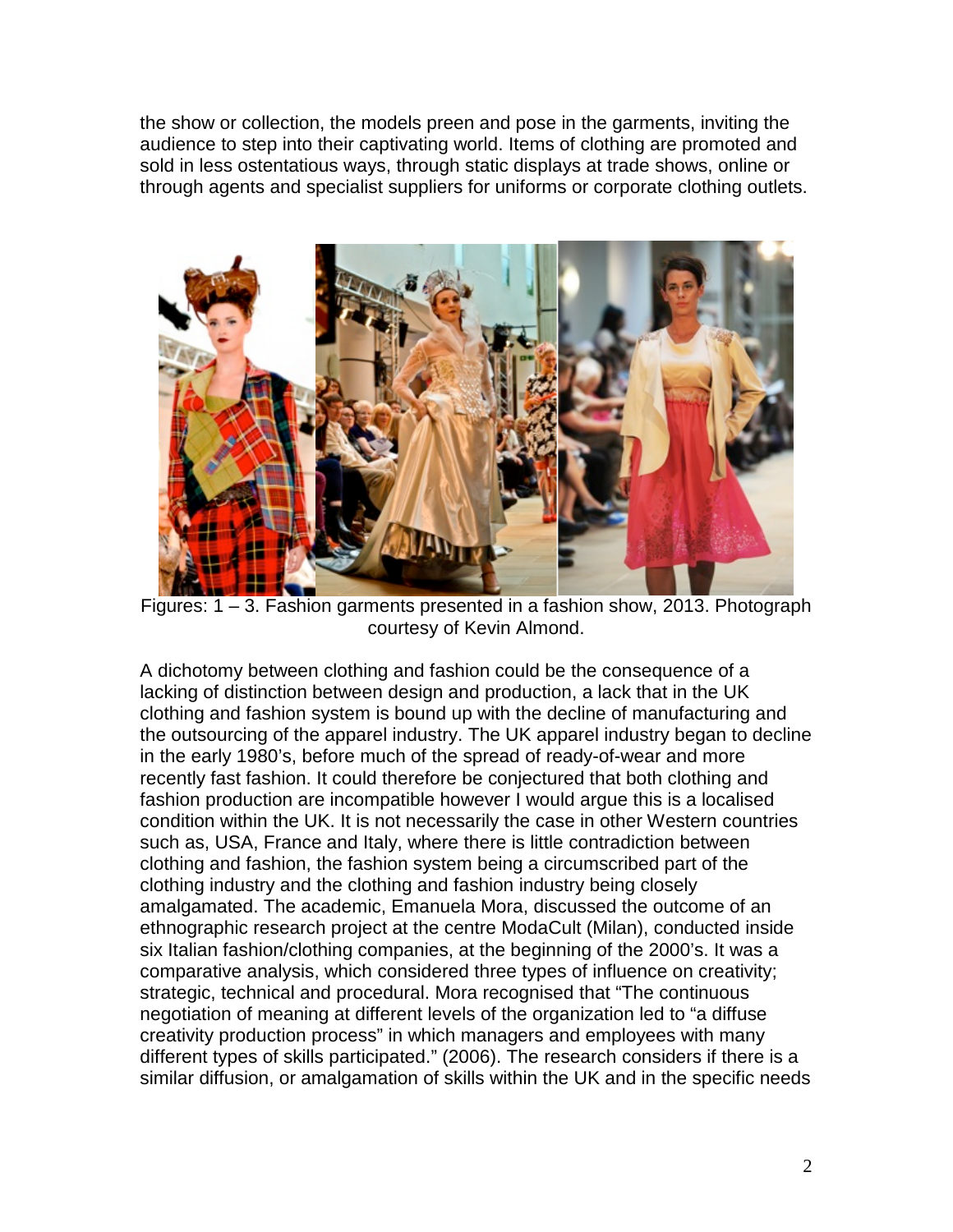the show or collection, the models preen and pose in the garments, inviting the audience to step into their captivating world. Items of clothing are promoted and sold in less ostentatious ways, through static displays at trade shows, online or through agents and specialist suppliers for uniforms or corporate clothing outlets.

Figures: 1 – 3. Fashion garments presented in a fashion show, 2013. Photograph courtesy of Kevin Almond.

A dichotomy between clothing and fashion could be the consequence of a lacking of distinction between design and production, a lack that in the UK clothing and fashion system is bound up with the decline of manufacturing and the outsourcing of the apparel industry. The UK apparel industry began to decline in the early 1980's, before much of the spread of ready-of-wear and more recently fast fashion. It could therefore be conjectured that both clothing and fashion production are incompatible however I would argue this is a localised condition within the UK. It is not necessarily the case in other Western countries such as, USA, France and Italy, where there is little contradiction between clothing and fashion, the fashion system being a circumscribed part of the clothing industry and the clothing and fashion industry being closely amalgamated. The academic, Emanuela Mora, discussed the outcome of an ethnographic research project at the centre ModaCult (Milan), conducted inside six Italian fashion/clothing companies, at the beginning of the 2000's. It was a comparative analysis, which considered three types of influence on creativity; strategic, technical and procedural. Mora recognised that "The continuous negotiation of meaning at different levels of the organization led to "a diffuse creativity production process" in which managers and employees with many different types of skills participated." (2006). The research considers if there is a similar diffusion, or amalgamation of skills within the UK and in the specific needs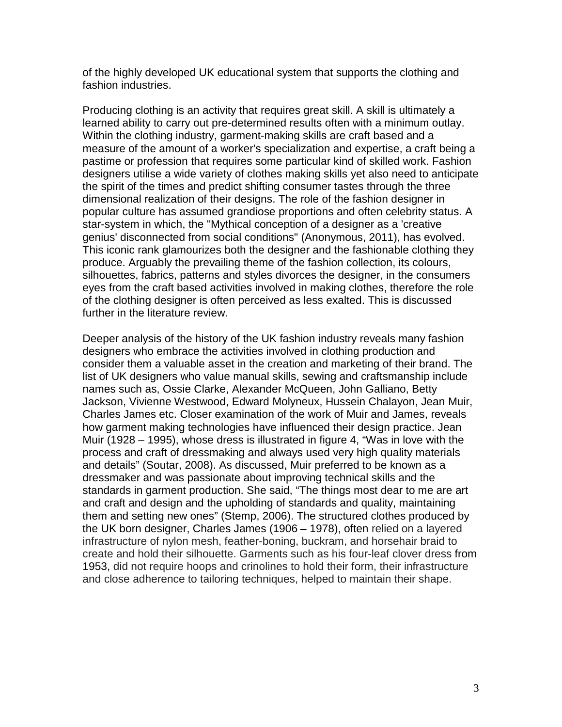of the highly developed UK educational system that supports the clothing and fashion industries.

Producing clothing is an activity that requires great skill. A skill is ultimately a learned ability to carry out pre-determined results often with a minimum outlay. Within the clothing industry, garment-making skills are craft based and a measure of the amount of a worker's specialization and expertise, a craft being a pastime or profession that requires some particular kind of skilled work. Fashion designers utilise a wide variety of clothes making skills yet also need to anticipate the spirit of the times and predict shifting consumer tastes through the three dimensional realization of their designs. The role of the fashion designer in popular culture has assumed grandiose proportions and often celebrity status. A star-system in which, the "Mythical conception of a designer as a 'creative genius' disconnected from social conditions" (Anonymous, 2011), has evolved. This iconic rank glamourizes both the designer and the fashionable clothing they produce. Arguably the prevailing theme of the fashion collection, its colours, silhouettes, fabrics, patterns and styles divorces the designer, in the consumers eyes from the craft based activities involved in making clothes, therefore the role of the clothing designer is often perceived as less exalted. This is discussed further in the literature review.

Deeper analysis of the history of the UK fashion industry reveals many fashion designers who embrace the activities involved in clothing production and consider them a valuable asset in the creation and marketing of their brand. The list of UK designers who value manual skills, sewing and craftsmanship include names such as, Ossie Clarke, Alexander McQueen, John Galliano, Betty Jackson, Vivienne Westwood, Edward Molyneux, Hussein Chalayon, Jean Muir, Charles James etc. Closer examination of the work of Muir and James, reveals how garment making technologies have influenced their design practice. Jean Muir (1928 – 1995), whose dress is illustrated in figure 4, "Was in love with the process and craft of dressmaking and always used very high quality materials and details" (Soutar, 2008). As discussed, Muir preferred to be known as a dressmaker and was passionate about improving technical skills and the standards in garment production. She said, "The things most dear to me are art and craft and design and the upholding of standards and quality, maintaining them and setting new ones" (Stemp, 2006). The structured clothes produced by the UK born designer, Charles James (1906 – 1978), often relied on a layered infrastructure of nylon mesh, feather-boning, buckram, and horsehair braid to create and hold their silhouette. Garments such as his four-leaf clover dress from 1953, did not require hoops and crinolines to hold their form, their infrastructure and close adherence to tailoring techniques, helped to maintain their shape.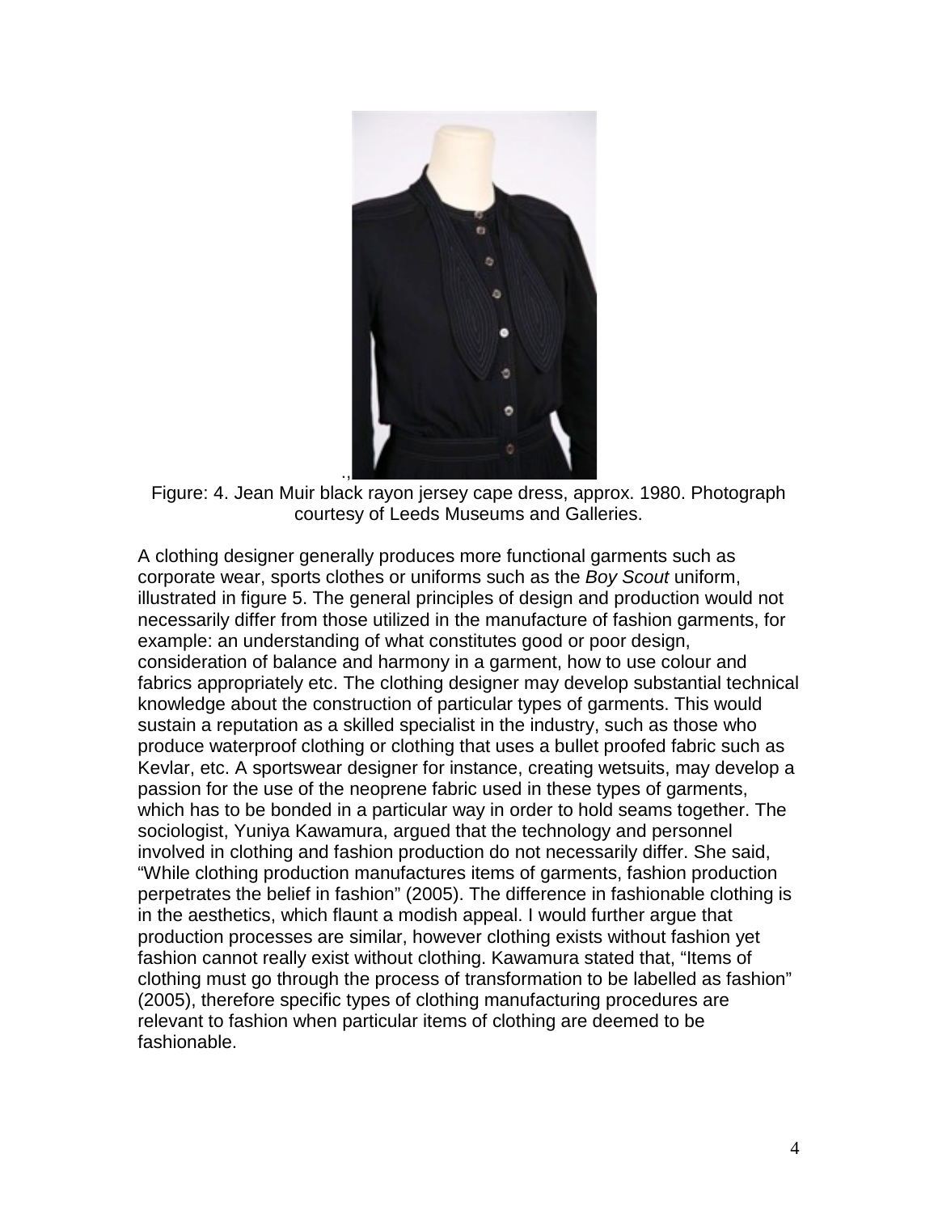Figure: 4. Jean Muir black rayon jersey cape dress, approx. 1980. Photograph courtesy of Leeds Museums and Galleries.

A clothing designer generally produces more functional garments such as corporate wear, sports clothes or uniforms such as the *Boy Scout* uniform, illustrated in figure 5. The general principles of design and production would not necessarily differ from those utilized in the manufacture of fashion garments, for example: an understanding of what constitutes good or poor design, consideration of balance and harmony in a garment, how to use colour and fabrics appropriately etc. The clothing designer may develop substantial technical knowledge about the construction of particular types of garments. This would sustain a reputation as a skilled specialist in the industry, such as those who produce waterproof clothing or clothing that uses a bullet proofed fabric such as Kevlar, etc. A sportswear designer for instance, creating wetsuits, may develop a passion for the use of the neoprene fabric used in these types of garments, which has to be bonded in a particular way in order to hold seams together. The sociologist, Yuniya Kawamura, argued that the technology and personnel involved in clothing and fashion production do not necessarily differ. She said, "While clothing production manufactures items of garments, fashion production perpetrates the belief in fashion" (2005). The difference in fashionable clothing is in the aesthetics, which flaunt a modish appeal. I would further argue that production processes are similar, however clothing exists without fashion yet fashion cannot really exist without clothing. Kawamura stated that, "Items of clothing must go through the process of transformation to be labelled as fashion" (2005), therefore specific types of clothing manufacturing procedures are relevant to fashion when particular items of clothing are deemed to be fashionable.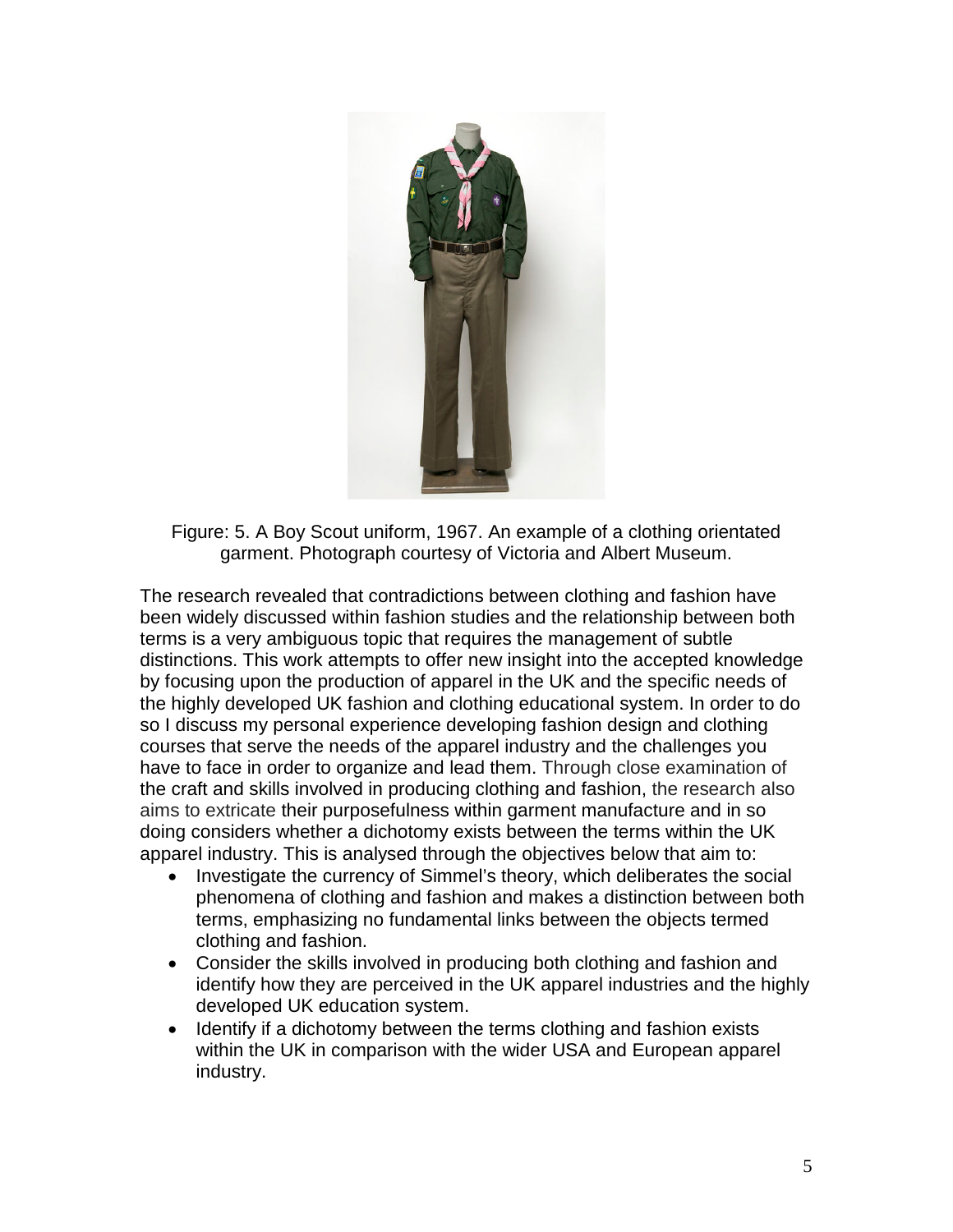Figure: 5. A Boy Scout uniform, 1967. An example of a clothing orientated garment. Photograph courtesy of Victoria and Albert Museum.

The research revealed that contradictions between clothing and fashion have been widely discussed within fashion studies and the relationship between both terms is a very ambiguous topic that requires the management of subtle distinctions. This work attempts to offer new insight into the accepted knowledge by focusing upon the production of apparel in the UK and the specific needs of the highly developed UK fashion and clothing educational system. In order to do so I discuss my personal experience developing fashion design and clothing courses that serve the needs of the apparel industry and the challenges you have to face in order to organize and lead them. Through close examination of the craft and skills involved in producing clothing and fashion, the research also aims to extricate their purposefulness within garment manufacture and in so doing considers whether a dichotomy exists between the terms within the UK apparel industry. This is analysed through the objectives below that aim to:

- Investigate the currency of Simmel's theory, which deliberates the social phenomena of clothing and fashion and makes a distinction between both terms, emphasizing no fundamental links between the objects termed clothing and fashion.
- Consider the skills involved in producing both clothing and fashion and identify how they are perceived in the UK apparel industries and the highly developed UK education system.
- Identify if a dichotomy between the terms clothing and fashion exists within the UK in comparison with the wider USA and European apparel industry.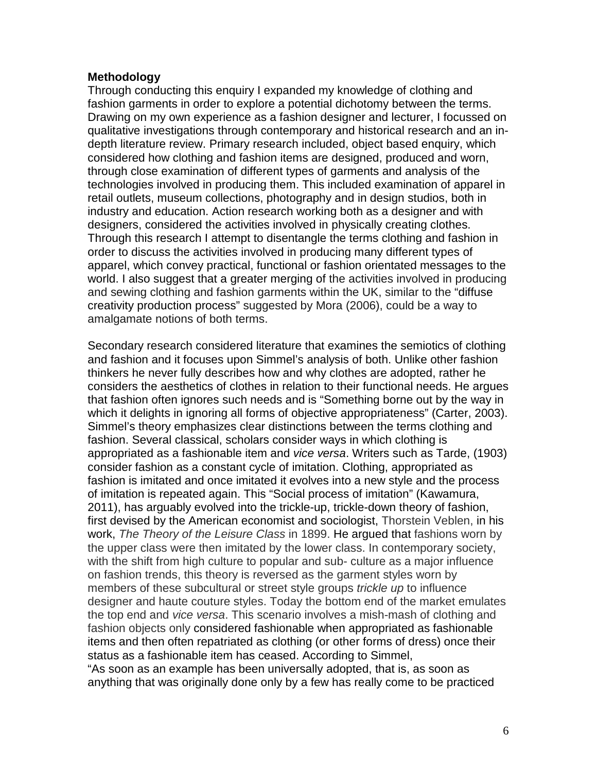**Methodology**

Through conducting this enquiry I expanded my knowledge of clothing and fashion garments in order to explore a potential dichotomy between the terms. Drawing on my own experience as a fashion designer and lecturer, I focussed on qualitative investigations through contemporary and historical research and an in-depth literature review. Primary research included, object based enquiry, which considered how clothing and fashion items are designed, produced and worn, through close examination of different types of garments and analysis of the technologies involved in producing them. This included examination of apparel in retail outlets, museum collections, photography and in design studios, both in industry and education. Action research working both as a designer and with designers, considered the activities involved in physically creating clothes. Through this research I attempt to disentangle the terms clothing and fashion in order to discuss the activities involved in producing many different types of apparel, which convey practical, functional or fashion orientated messages to the world. I also suggest that a greater merging of the activities involved in producing and sewing clothing and fashion garments within the UK, similar to the "diffuse creativity production process" suggested by Mora (2006), could be a way to amalgamate notions of both terms.

Secondary research considered literature that examines the semiotics of clothing and fashion and it focuses upon Simmel's analysis of both. Unlike other fashion thinkers he never fully describes how and why clothes are adopted, rather he considers the aesthetics of clothes in relation to their functional needs. He argues that fashion often ignores such needs and is "Something borne out by the way in which it delights in ignoring all forms of objective appropriateness" (Carter, 2003). Simmel's theory emphasizes clear distinctions between the terms clothing and fashion. Several classical, scholars consider ways in which clothing is appropriated as a fashionable item and *vice versa*. Writers such as Tarde, (1903) consider fashion as a constant cycle of imitation. Clothing, appropriated as fashion is imitated and once imitated it evolves into a new style and the process of imitation is repeated again. This "Social process of imitation" (Kawamura, 2011), has arguably evolved into the trickle-up, trickle-down theory of fashion, first devised by the American economist and sociologist, Thorstein Veblen, in his work, *The Theory of the Leisure Class* in 1899. He argued that fashions worn by the upper class were then imitated by the lower class. In contemporary society, with the shift from high culture to popular and sub- culture as a major influence on fashion trends, this theory is reversed as the garment styles worn by members of these subcultural or street style groups *trickle up* to influence designer and haute couture styles. Today the bottom end of the market emulates the top end and *vice versa*. This scenario involves a mish-mash of clothing and fashion objects only considered fashionable when appropriated as fashionable items and then often repatriated as clothing (or other forms of dress) once their status as a fashionable item has ceased. According to Simmel,

"As soon as an example has been universally adopted, that is, as soon as anything that was originally done only by a few has really come to be practiced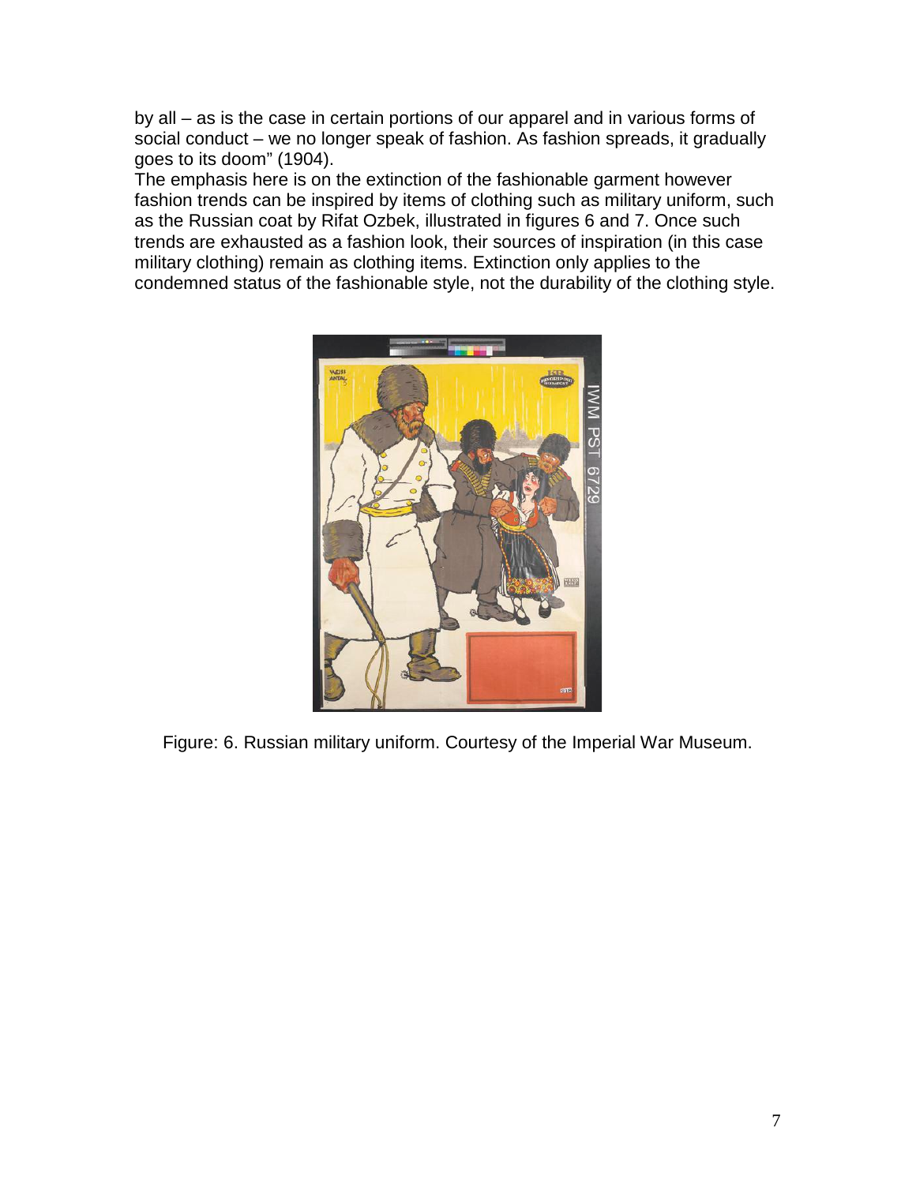by all – as is the case in certain portions of our apparel and in various forms of social conduct – we no longer speak of fashion. As fashion spreads, it gradually goes to its doom" (1904).

The emphasis here is on the extinction of the fashionable garment however fashion trends can be inspired by items of clothing such as military uniform, such as the Russian coat by Rifat Ozbek, illustrated in figures 6 and 7. Once such trends are exhausted as a fashion look, their sources of inspiration (in this case military clothing) remain as clothing items. Extinction only applies to the condemned status of the fashionable style, not the durability of the clothing style.

Figure: 6. Russian military uniform. Courtesy of the Imperial War Museum.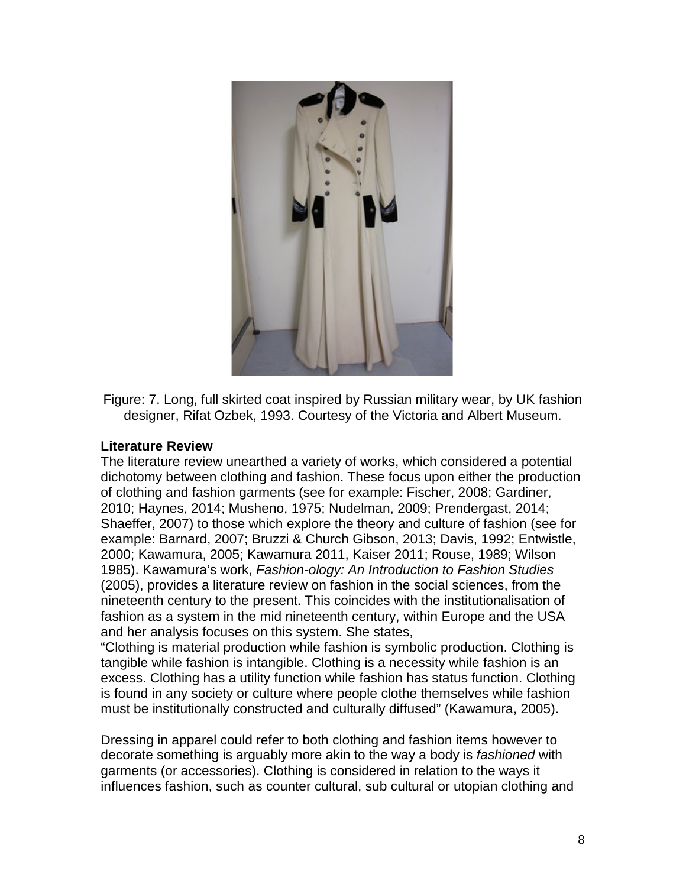Figure: 7. Long, full skirted coat inspired by Russian military wear, by UK fashion designer, Rifat Ozbek, 1993. Courtesy of the Victoria and Albert Museum.

**Literature Review**

The literature review unearthed a variety of works, which considered a potential dichotomy between clothing and fashion. These focus upon either the production of clothing and fashion garments (see for example: Fischer, 2008; Gardiner, 2010; Haynes, 2014; Musheno, 1975; Nudelman, 2009; Prendergast, 2014; Shaeffer, 2007) to those which explore the theory and culture of fashion (see for example: Barnard, 2007; Bruzzi & Church Gibson, 2013; Davis, 1992; Entwistle, 2000; Kawamura, 2005; Kawamura 2011, Kaiser 2011; Rouse, 1989; Wilson 1985). Kawamura's work, *Fashion-ology: An Introduction to Fashion Studies* (2005), provides a literature review on fashion in the social sciences, from the nineteenth century to the present. This coincides with the institutionalisation of fashion as a system in the mid nineteenth century, within Europe and the USA and her analysis focuses on this system. She states,

"Clothing is material production while fashion is symbolic production. Clothing is tangible while fashion is intangible. Clothing is a necessity while fashion is an excess. Clothing has a utility function while fashion has status function. Clothing is found in any society or culture where people clothe themselves while fashion must be institutionally constructed and culturally diffused" (Kawamura, 2005).

Dressing in apparel could refer to both clothing and fashion items however to decorate something is arguably more akin to the way a body is *fashioned* with garments (or accessories). Clothing is considered in relation to the ways it influences fashion, such as counter cultural, sub cultural or utopian clothing and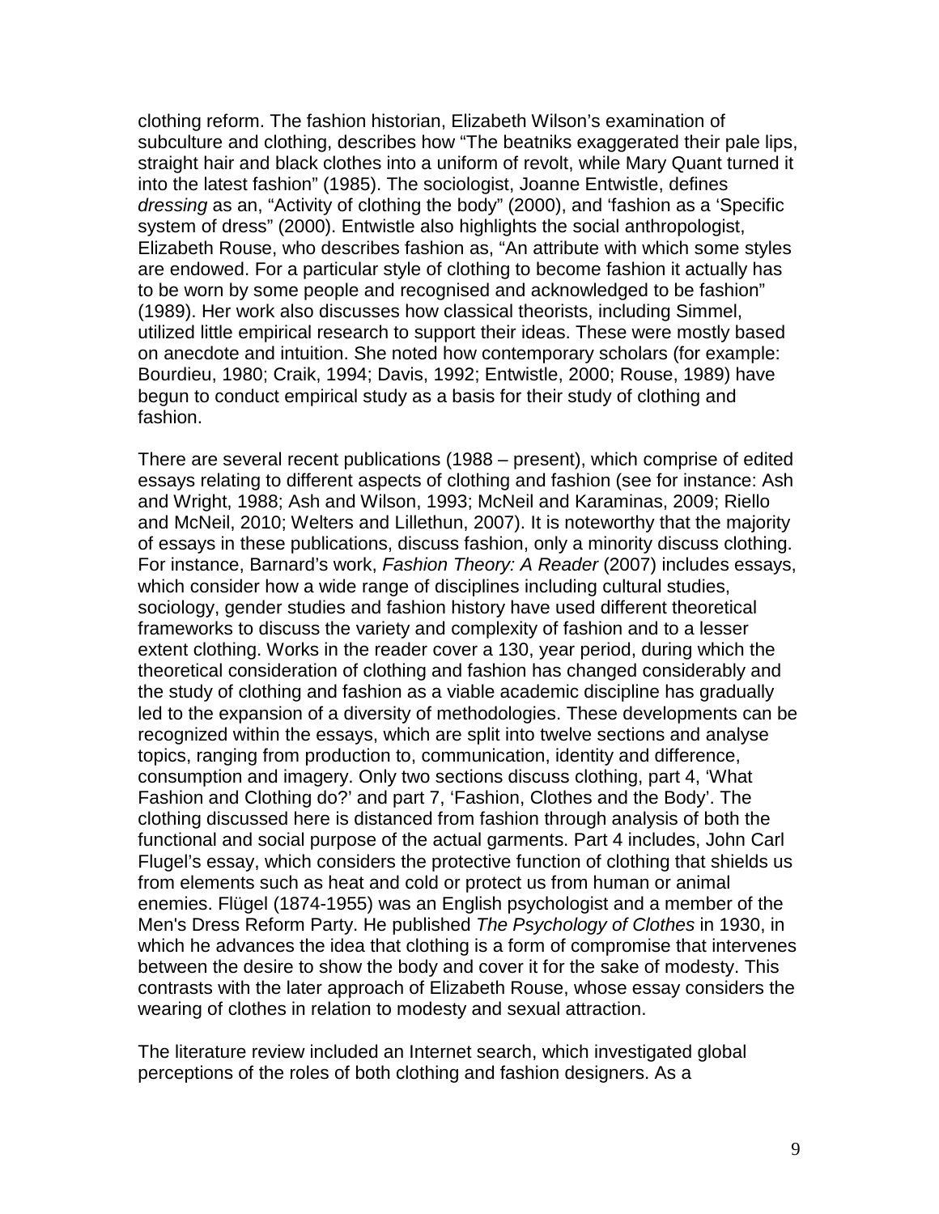clothing reform. The fashion historian, Elizabeth Wilson's examination of subculture and clothing, describes how "The beatniks exaggerated their pale lips, straight hair and black clothes into a uniform of revolt, while Mary Quant turned it into the latest fashion" (1985). The sociologist, Joanne Entwistle, defines *dressing* as an, "Activity of clothing the body" (2000), and 'fashion as a 'Specific system of dress" (2000). Entwistle also highlights the social anthropologist, Elizabeth Rouse, who describes fashion as, "An attribute with which some styles are endowed. For a particular style of clothing to become fashion it actually has to be worn by some people and recognised and acknowledged to be fashion" (1989). Her work also discusses how classical theorists, including Simmel, utilized little empirical research to support their ideas. These were mostly based on anecdote and intuition. She noted how contemporary scholars (for example: Bourdieu, 1980; Craik, 1994; Davis, 1992; Entwistle, 2000; Rouse, 1989) have begun to conduct empirical study as a basis for their study of clothing and fashion.

There are several recent publications (1988 – present), which comprise of edited essays relating to different aspects of clothing and fashion (see for instance: Ash and Wright, 1988; Ash and Wilson, 1993; McNeil and Karaminas, 2009; Riello and McNeil, 2010; Welters and Lillethun, 2007). It is noteworthy that the majority of essays in these publications, discuss fashion, only a minority discuss clothing. For instance, Barnard's work, *Fashion Theory: A Reader* (2007) includes essays, which consider how a wide range of disciplines including cultural studies, sociology, gender studies and fashion history have used different theoretical frameworks to discuss the variety and complexity of fashion and to a lesser extent clothing. Works in the reader cover a 130, year period, during which the theoretical consideration of clothing and fashion has changed considerably and the study of clothing and fashion as a viable academic discipline has gradually led to the expansion of a diversity of methodologies. These developments can be recognized within the essays, which are split into twelve sections and analyse topics, ranging from production to, communication, identity and difference, consumption and imagery. Only two sections discuss clothing, part 4, 'What Fashion and Clothing do?' and part 7, 'Fashion, Clothes and the Body'. The clothing discussed here is distanced from fashion through analysis of both the functional and social purpose of the actual garments. Part 4 includes, John Carl Flugel's essay, which considers the protective function of clothing that shields us from elements such as heat and cold or protect us from human or animal enemies. Flügel (1874-1955) was an English psychologist and a member of the Men's Dress Reform Party. He published *The Psychology of Clothes* in 1930, in which he advances the idea that clothing is a form of compromise that intervenes between the desire to show the body and cover it for the sake of modesty. This contrasts with the later approach of Elizabeth Rouse, whose essay considers the wearing of clothes in relation to modesty and sexual attraction.

The literature review included an Internet search, which investigated global perceptions of the roles of both clothing and fashion designers. As a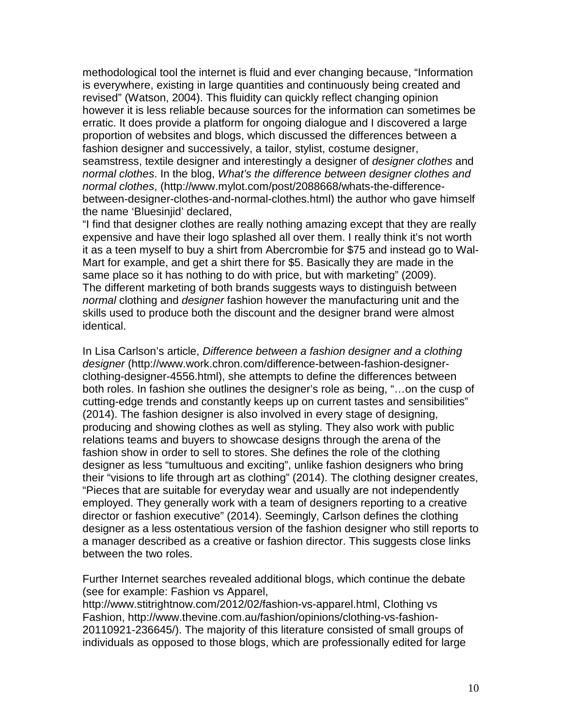methodological tool the internet is fluid and ever changing because, "Information is everywhere, existing in large quantities and continuously being created and revised" (Watson, 2004). This fluidity can quickly reflect changing opinion however it is less reliable because sources for the information can sometimes be erratic. It does provide a platform for ongoing dialogue and I discovered a large proportion of websites and blogs, which discussed the differences between a fashion designer and successively, a tailor, stylist, costume designer, seamstress, textile designer and interestingly a designer of *designer clothes* and *normal clothes*. In the blog, *What's the difference between designer clothes and normal clothes*, (http://www.mylot.com/post/2088668/whats-the-difference-between-designer-clothes-and-normal-clothes.html) the author who gave himself the name 'Bluesinjid' declared,

"I find that designer clothes are really nothing amazing except that they are really expensive and have their logo splashed all over them. I really think it's not worth it as a teen myself to buy a shirt from Abercrombie for $75 and instead go to Wal-Mart for example, and get a shirt there for $5. Basically they are made in the same place so it has nothing to do with price, but with marketing" (2009).
The different marketing of both brands suggests ways to distinguish between *normal* clothing and *designer* fashion however the manufacturing unit and the skills used to produce both the discount and the designer brand were almost identical.

In Lisa Carlson's article, *Difference between a fashion designer and a clothing designer* (http://www.work.chron.com/difference-between-fashion-designer-clothing-designer-4556.html), she attempts to define the differences between both roles. In fashion she outlines the designer's role as being, "…on the cusp of cutting-edge trends and constantly keeps up on current tastes and sensibilities" (2014). The fashion designer is also involved in every stage of designing, producing and showing clothes as well as styling. They also work with public relations teams and buyers to showcase designs through the arena of the fashion show in order to sell to stores. She defines the role of the clothing designer as less "tumultuous and exciting", unlike fashion designers who bring their "visions to life through art as clothing" (2014). The clothing designer creates, "Pieces that are suitable for everyday wear and usually are not independently employed. They generally work with a team of designers reporting to a creative director or fashion executive" (2014). Seemingly, Carlson defines the clothing designer as a less ostentatious version of the fashion designer who still reports to a manager described as a creative or fashion director. This suggests close links between the two roles.

Further Internet searches revealed additional blogs, which continue the debate (see for example: Fashion vs Apparel, http://www.stitrightnow.com/2012/02/fashion-vs-apparel.html, Clothing vs Fashion, http://www.thevine.com.au/fashion/opinions/clothing-vs-fashion-20110921-236645/). The majority of this literature consisted of small groups of individuals as opposed to those blogs, which are professionally edited for large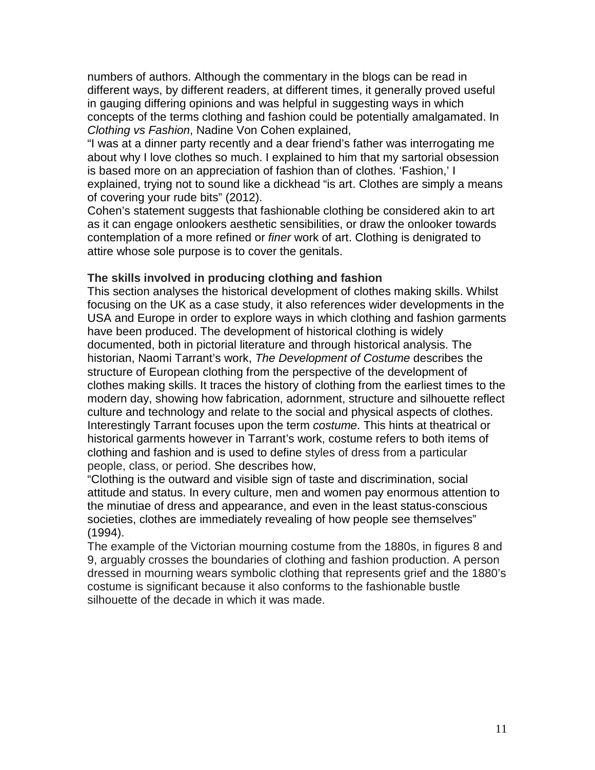numbers of authors. Although the commentary in the blogs can be read in different ways, by different readers, at different times, it generally proved useful in gauging differing opinions and was helpful in suggesting ways in which concepts of the terms clothing and fashion could be potentially amalgamated. In *Clothing vs Fashion*, Nadine Von Cohen explained,

"I was at a dinner party recently and a dear friend's father was interrogating me about why I love clothes so much. I explained to him that my sartorial obsession is based more on an appreciation of fashion than of clothes. 'Fashion,' I explained, trying not to sound like a dickhead "is art. Clothes are simply a means of covering your rude bits" (2012).

Cohen's statement suggests that fashionable clothing be considered akin to art as it can engage onlookers aesthetic sensibilities, or draw the onlooker towards contemplation of a more refined or *finer* work of art. Clothing is denigrated to attire whose sole purpose is to cover the genitals.

**The skills involved in producing clothing and fashion**

This section analyses the historical development of clothes making skills. Whilst focusing on the UK as a case study, it also references wider developments in the USA and Europe in order to explore ways in which clothing and fashion garments have been produced. The development of historical clothing is widely documented, both in pictorial literature and through historical analysis. The historian, Naomi Tarrant's work, *The Development of Costume* describes the structure of European clothing from the perspective of the development of clothes making skills. It traces the history of clothing from the earliest times to the modern day, showing how fabrication, adornment, structure and silhouette reflect culture and technology and relate to the social and physical aspects of clothes. Interestingly Tarrant focuses upon the term *costume*. This hints at theatrical or historical garments however in Tarrant's work, costume refers to both items of clothing and fashion and is used to define styles of dress from a particular people, class, or period. She describes how,

"Clothing is the outward and visible sign of taste and discrimination, social attitude and status. In every culture, men and women pay enormous attention to the minutiae of dress and appearance, and even in the least status-conscious societies, clothes are immediately revealing of how people see themselves" (1994).

The example of the Victorian mourning costume from the 1880s, in figures 8 and 9, arguably crosses the boundaries of clothing and fashion production. A person dressed in mourning wears symbolic clothing that represents grief and the 1880's costume is significant because it also conforms to the fashionable bustle silhouette of the decade in which it was made.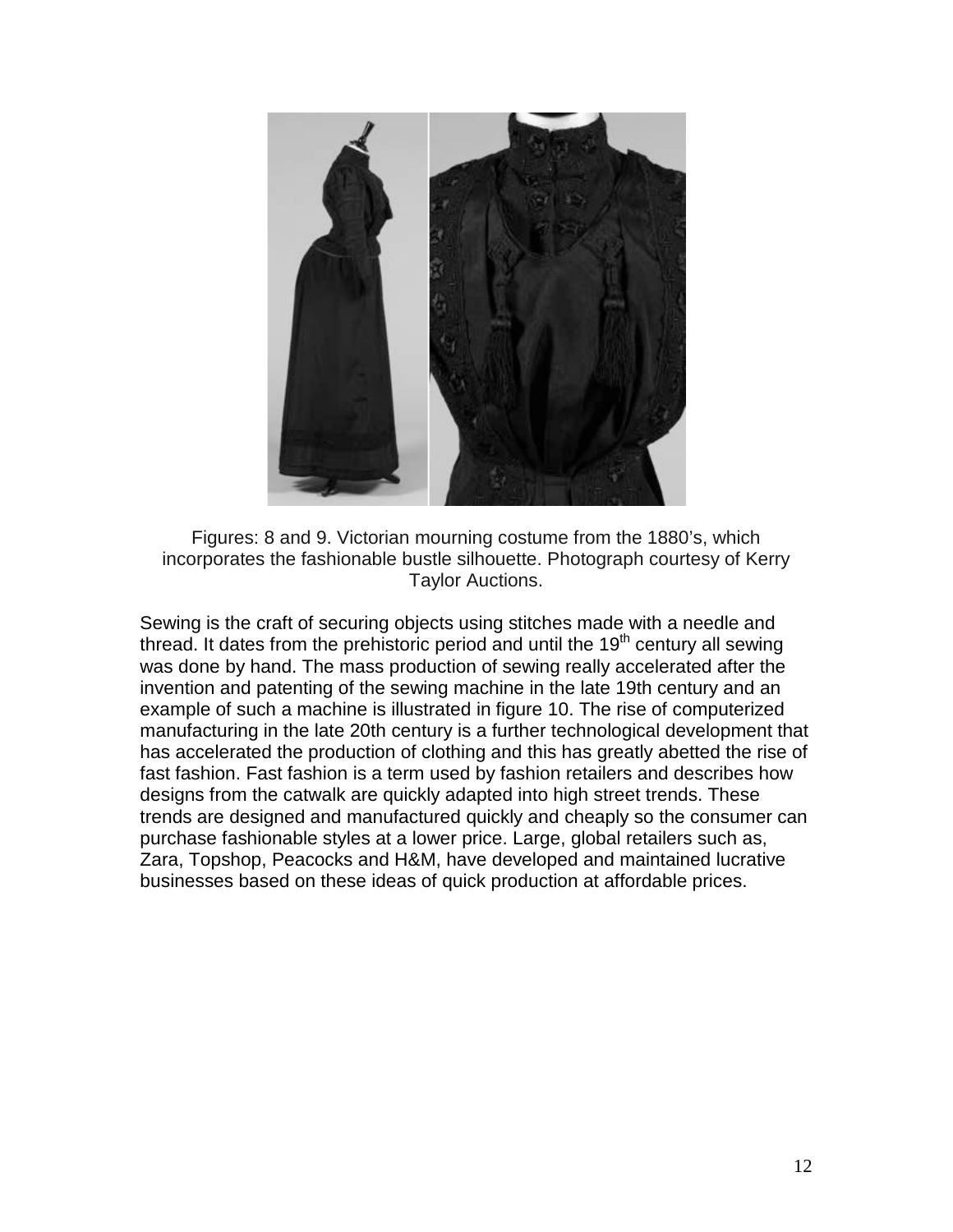Figures: 8 and 9. Victorian mourning costume from the 1880's, which incorporates the fashionable bustle silhouette. Photograph courtesy of Kerry Taylor Auctions.

Sewing is the craft of securing objects using stitches made with a needle and thread. It dates from the prehistoric period and until the 19th century all sewing was done by hand. The mass production of sewing really accelerated after the invention and patenting of the sewing machine in the late 19th century and an example of such a machine is illustrated in figure 10. The rise of computerized manufacturing in the late 20th century is a further technological development that has accelerated the production of clothing and this has greatly abetted the rise of fast fashion. Fast fashion is a term used by fashion retailers and describes how designs from the catwalk are quickly adapted into high street trends. These trends are designed and manufactured quickly and cheaply so the consumer can purchase fashionable styles at a lower price. Large, global retailers such as, Zara, Topshop, Peacocks and H&M, have developed and maintained lucrative businesses based on these ideas of quick production at affordable prices.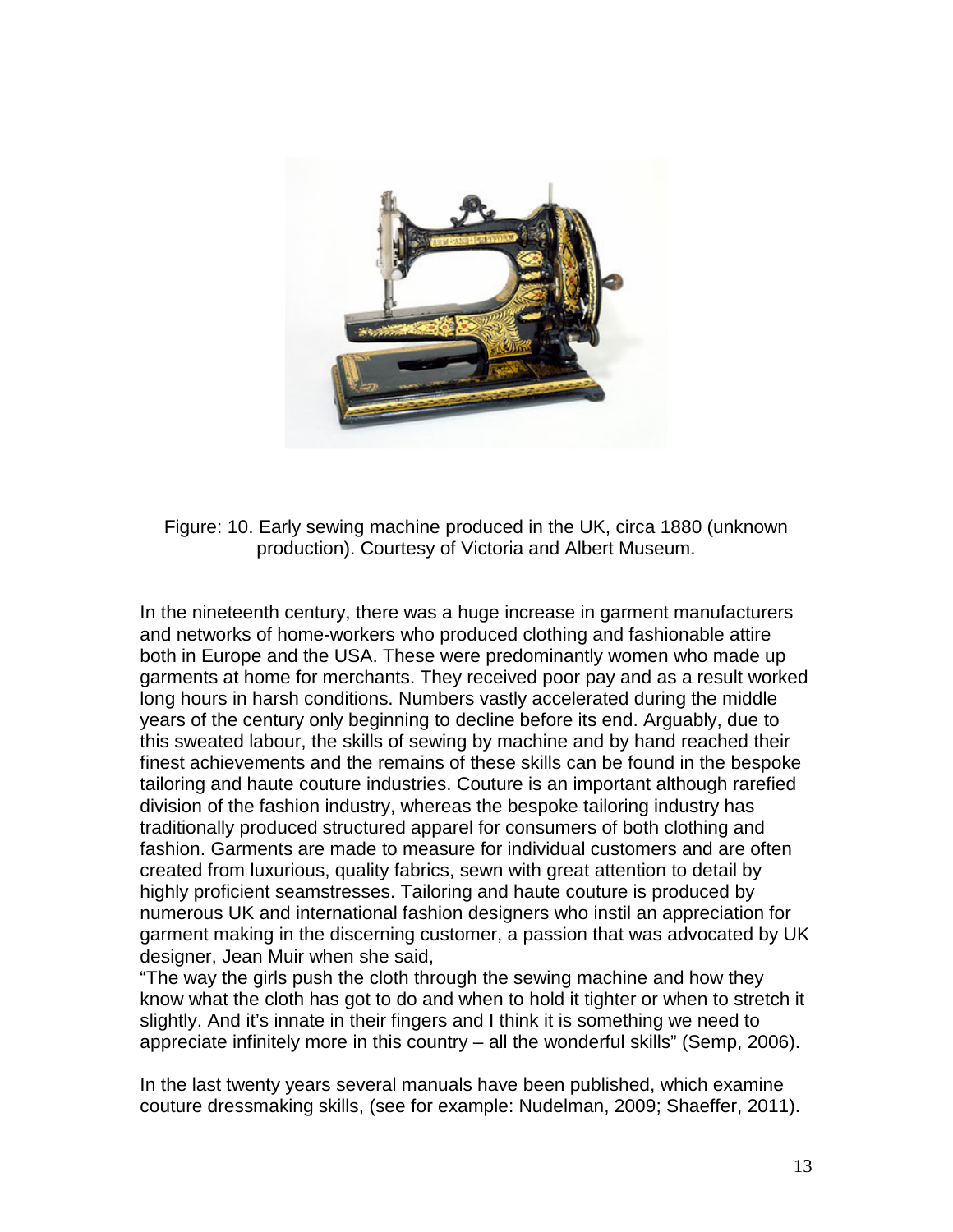Figure: 10. Early sewing machine produced in the UK, circa 1880 (unknown production). Courtesy of Victoria and Albert Museum.

In the nineteenth century, there was a huge increase in garment manufacturers and networks of home-workers who produced clothing and fashionable attire both in Europe and the USA. These were predominantly women who made up garments at home for merchants. They received poor pay and as a result worked long hours in harsh conditions. Numbers vastly accelerated during the middle years of the century only beginning to decline before its end. Arguably, due to this sweated labour, the skills of sewing by machine and by hand reached their finest achievements and the remains of these skills can be found in the bespoke tailoring and haute couture industries. Couture is an important although rarefied division of the fashion industry, whereas the bespoke tailoring industry has traditionally produced structured apparel for consumers of both clothing and fashion. Garments are made to measure for individual customers and are often created from luxurious, quality fabrics, sewn with great attention to detail by highly proficient seamstresses. Tailoring and haute couture is produced by numerous UK and international fashion designers who instil an appreciation for garment making in the discerning customer, a passion that was advocated by UK designer, Jean Muir when she said,

"The way the girls push the cloth through the sewing machine and how they know what the cloth has got to do and when to hold it tighter or when to stretch it slightly. And it's innate in their fingers and I think it is something we need to appreciate infinitely more in this country – all the wonderful skills" (Semp, 2006).

In the last twenty years several manuals have been published, which examine couture dressmaking skills, (see for example: Nudelman, 2009; Shaeffer, 2011).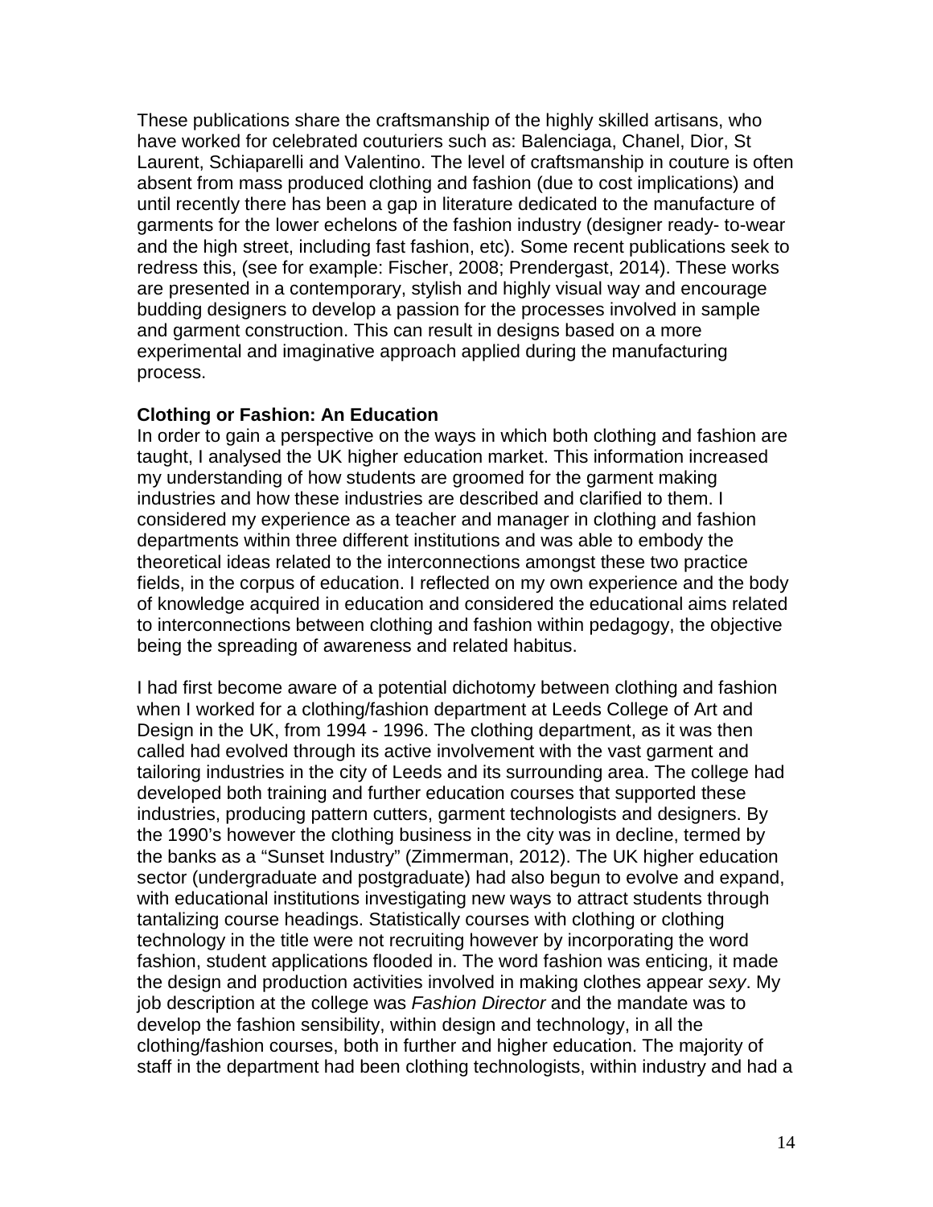These publications share the craftsmanship of the highly skilled artisans, who have worked for celebrated couturiers such as: Balenciaga, Chanel, Dior, St Laurent, Schiaparelli and Valentino. The level of craftsmanship in couture is often absent from mass produced clothing and fashion (due to cost implications) and until recently there has been a gap in literature dedicated to the manufacture of garments for the lower echelons of the fashion industry (designer ready- to-wear and the high street, including fast fashion, etc). Some recent publications seek to redress this, (see for example: Fischer, 2008; Prendergast, 2014). These works are presented in a contemporary, stylish and highly visual way and encourage budding designers to develop a passion for the processes involved in sample and garment construction. This can result in designs based on a more experimental and imaginative approach applied during the manufacturing process.

**Clothing or Fashion: An Education**

In order to gain a perspective on the ways in which both clothing and fashion are taught, I analysed the UK higher education market. This information increased my understanding of how students are groomed for the garment making industries and how these industries are described and clarified to them. I considered my experience as a teacher and manager in clothing and fashion departments within three different institutions and was able to embody the theoretical ideas related to the interconnections amongst these two practice fields, in the corpus of education. I reflected on my own experience and the body of knowledge acquired in education and considered the educational aims related to interconnections between clothing and fashion within pedagogy, the objective being the spreading of awareness and related habitus.

I had first become aware of a potential dichotomy between clothing and fashion when I worked for a clothing/fashion department at Leeds College of Art and Design in the UK, from 1994 - 1996. The clothing department, as it was then called had evolved through its active involvement with the vast garment and tailoring industries in the city of Leeds and its surrounding area. The college had developed both training and further education courses that supported these industries, producing pattern cutters, garment technologists and designers. By the 1990's however the clothing business in the city was in decline, termed by the banks as a "Sunset Industry" (Zimmerman, 2012). The UK higher education sector (undergraduate and postgraduate) had also begun to evolve and expand, with educational institutions investigating new ways to attract students through tantalizing course headings. Statistically courses with clothing or clothing technology in the title were not recruiting however by incorporating the word fashion, student applications flooded in. The word fashion was enticing, it made the design and production activities involved in making clothes appear *sexy*. My job description at the college was *Fashion Director* and the mandate was to develop the fashion sensibility, within design and technology, in all the clothing/fashion courses, both in further and higher education. The majority of staff in the department had been clothing technologists, within industry and had a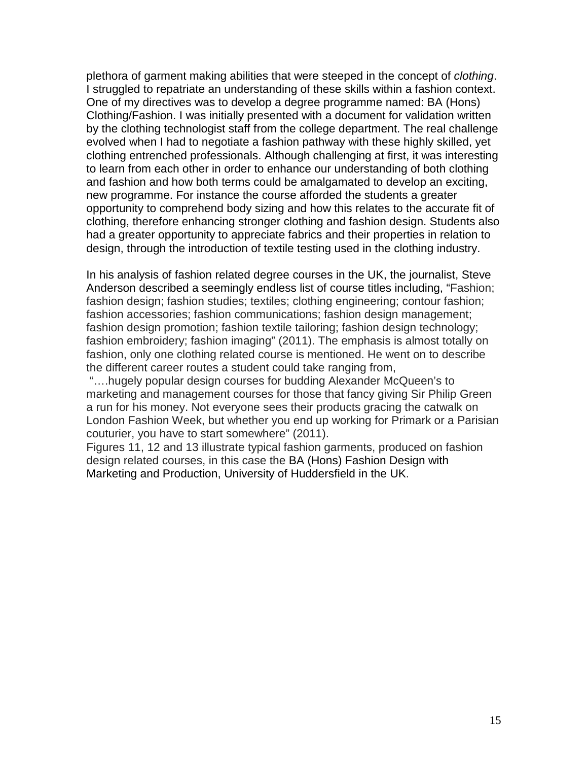plethora of garment making abilities that were steeped in the concept of *clothing*. I struggled to repatriate an understanding of these skills within a fashion context. One of my directives was to develop a degree programme named: BA (Hons) Clothing/Fashion. I was initially presented with a document for validation written by the clothing technologist staff from the college department. The real challenge evolved when I had to negotiate a fashion pathway with these highly skilled, yet clothing entrenched professionals. Although challenging at first, it was interesting to learn from each other in order to enhance our understanding of both clothing and fashion and how both terms could be amalgamated to develop an exciting, new programme. For instance the course afforded the students a greater opportunity to comprehend body sizing and how this relates to the accurate fit of clothing, therefore enhancing stronger clothing and fashion design. Students also had a greater opportunity to appreciate fabrics and their properties in relation to design, through the introduction of textile testing used in the clothing industry.

In his analysis of fashion related degree courses in the UK, the journalist, Steve Anderson described a seemingly endless list of course titles including, "Fashion; fashion design; fashion studies; textiles; clothing engineering; contour fashion; fashion accessories; fashion communications; fashion design management; fashion design promotion; fashion textile tailoring; fashion design technology; fashion embroidery; fashion imaging" (2011). The emphasis is almost totally on fashion, only one clothing related course is mentioned. He went on to describe the different career routes a student could take ranging from,

"….hugely popular design courses for budding Alexander McQueen's to marketing and management courses for those that fancy giving Sir Philip Green a run for his money. Not everyone sees their products gracing the catwalk on London Fashion Week, but whether you end up working for Primark or a Parisian couturier, you have to start somewhere" (2011).

Figures 11, 12 and 13 illustrate typical fashion garments, produced on fashion design related courses, in this case the BA (Hons) Fashion Design with Marketing and Production, University of Huddersfield in the UK.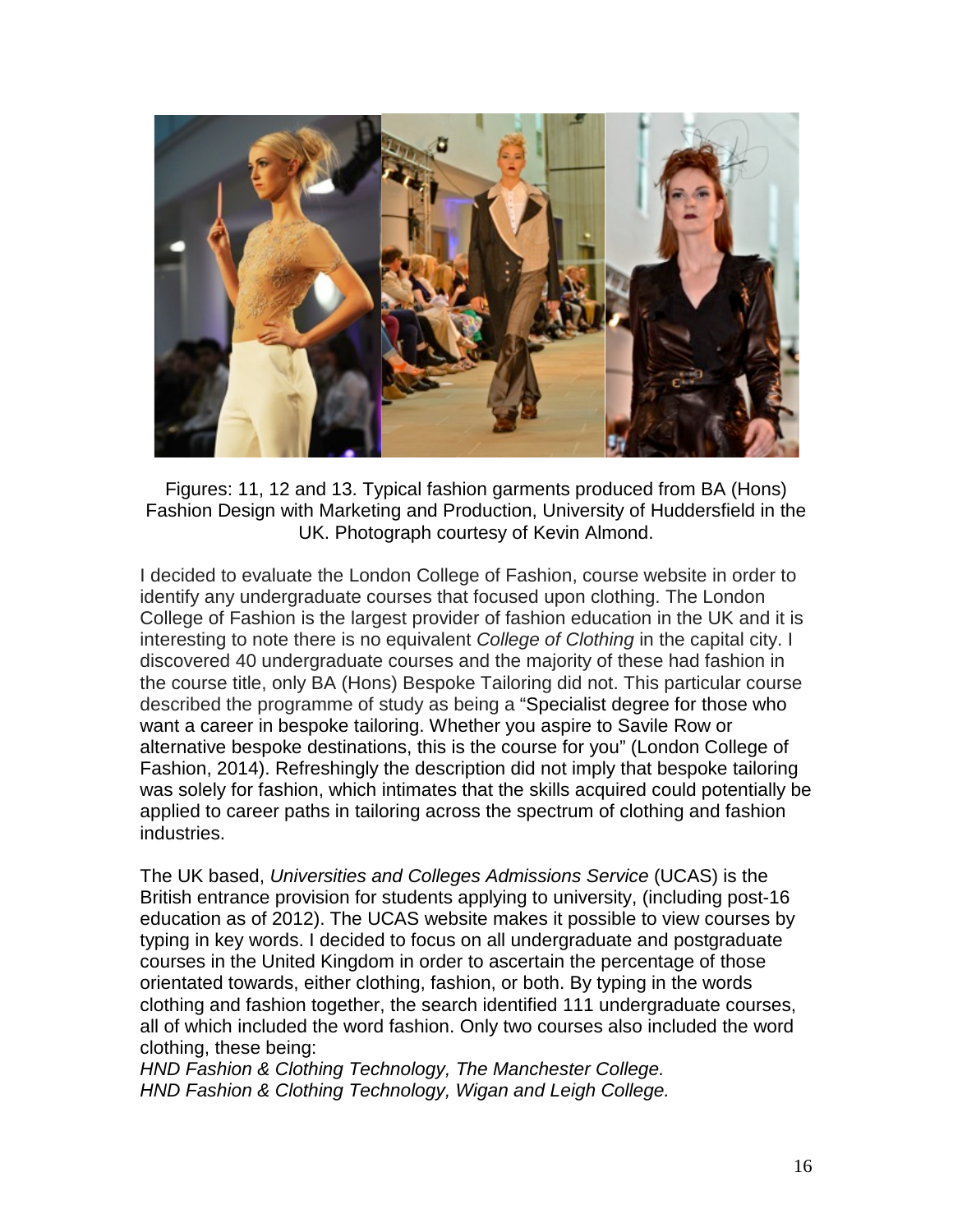Figures: 11, 12 and 13. Typical fashion garments produced from BA (Hons) Fashion Design with Marketing and Production, University of Huddersfield in the UK. Photograph courtesy of Kevin Almond.

I decided to evaluate the London College of Fashion, course website in order to identify any undergraduate courses that focused upon clothing. The London College of Fashion is the largest provider of fashion education in the UK and it is interesting to note there is no equivalent *College of Clothing* in the capital city. I discovered 40 undergraduate courses and the majority of these had fashion in the course title, only BA (Hons) Bespoke Tailoring did not. This particular course described the programme of study as being a "Specialist degree for those who want a career in bespoke tailoring. Whether you aspire to Savile Row or alternative bespoke destinations, this is the course for you" (London College of Fashion, 2014). Refreshingly the description did not imply that bespoke tailoring was solely for fashion, which intimates that the skills acquired could potentially be applied to career paths in tailoring across the spectrum of clothing and fashion industries.

The UK based, *Universities and Colleges Admissions Service* (UCAS) is the British entrance provision for students applying to university, (including post-16 education as of 2012). The UCAS website makes it possible to view courses by typing in key words. I decided to focus on all undergraduate and postgraduate courses in the United Kingdom in order to ascertain the percentage of those orientated towards, either clothing, fashion, or both. By typing in the words clothing and fashion together, the search identified 111 undergraduate courses, all of which included the word fashion. Only two courses also included the word clothing, these being:
*HND Fashion & Clothing Technology, The Manchester College.*
*HND Fashion & Clothing Technology, Wigan and Leigh College.*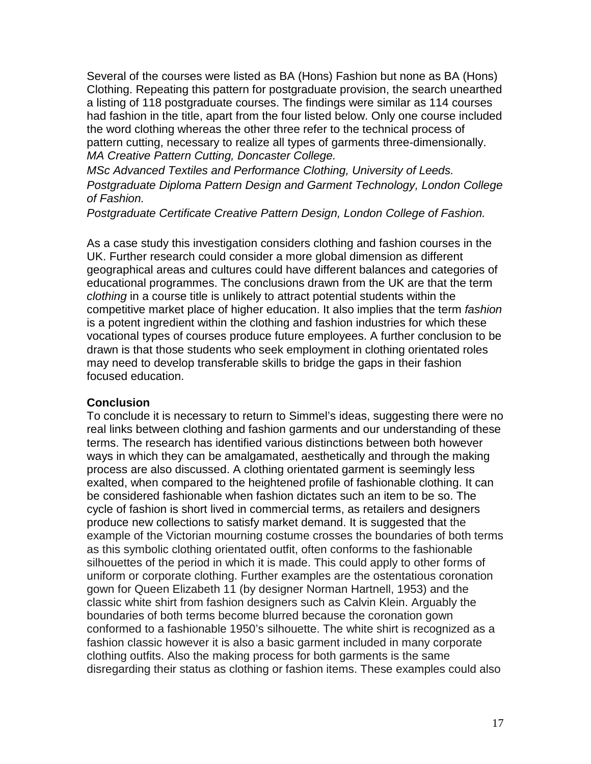Several of the courses were listed as BA (Hons) Fashion but none as BA (Hons) Clothing. Repeating this pattern for postgraduate provision, the search unearthed a listing of 118 postgraduate courses. The findings were similar as 114 courses had fashion in the title, apart from the four listed below. Only one course included the word clothing whereas the other three refer to the technical process of pattern cutting, necessary to realize all types of garments three-dimensionally.
*MA Creative Pattern Cutting, Doncaster College.*
*MSc Advanced Textiles and Performance Clothing, University of Leeds.*
*Postgraduate Diploma Pattern Design and Garment Technology, London College of Fashion.*
*Postgraduate Certificate Creative Pattern Design, London College of Fashion.*

As a case study this investigation considers clothing and fashion courses in the UK. Further research could consider a more global dimension as different geographical areas and cultures could have different balances and categories of educational programmes. The conclusions drawn from the UK are that the term *clothing* in a course title is unlikely to attract potential students within the competitive market place of higher education. It also implies that the term *fashion* is a potent ingredient within the clothing and fashion industries for which these vocational types of courses produce future employees. A further conclusion to be drawn is that those students who seek employment in clothing orientated roles may need to develop transferable skills to bridge the gaps in their fashion focused education.

**Conclusion**

To conclude it is necessary to return to Simmel's ideas, suggesting there were no real links between clothing and fashion garments and our understanding of these terms. The research has identified various distinctions between both however ways in which they can be amalgamated, aesthetically and through the making process are also discussed. A clothing orientated garment is seemingly less exalted, when compared to the heightened profile of fashionable clothing. It can be considered fashionable when fashion dictates such an item to be so. The cycle of fashion is short lived in commercial terms, as retailers and designers produce new collections to satisfy market demand. It is suggested that the example of the Victorian mourning costume crosses the boundaries of both terms as this symbolic clothing orientated outfit, often conforms to the fashionable silhouettes of the period in which it is made. This could apply to other forms of uniform or corporate clothing. Further examples are the ostentatious coronation gown for Queen Elizabeth 11 (by designer Norman Hartnell, 1953) and the classic white shirt from fashion designers such as Calvin Klein. Arguably the boundaries of both terms become blurred because the coronation gown conformed to a fashionable 1950's silhouette. The white shirt is recognized as a fashion classic however it is also a basic garment included in many corporate clothing outfits. Also the making process for both garments is the same disregarding their status as clothing or fashion items. These examples could also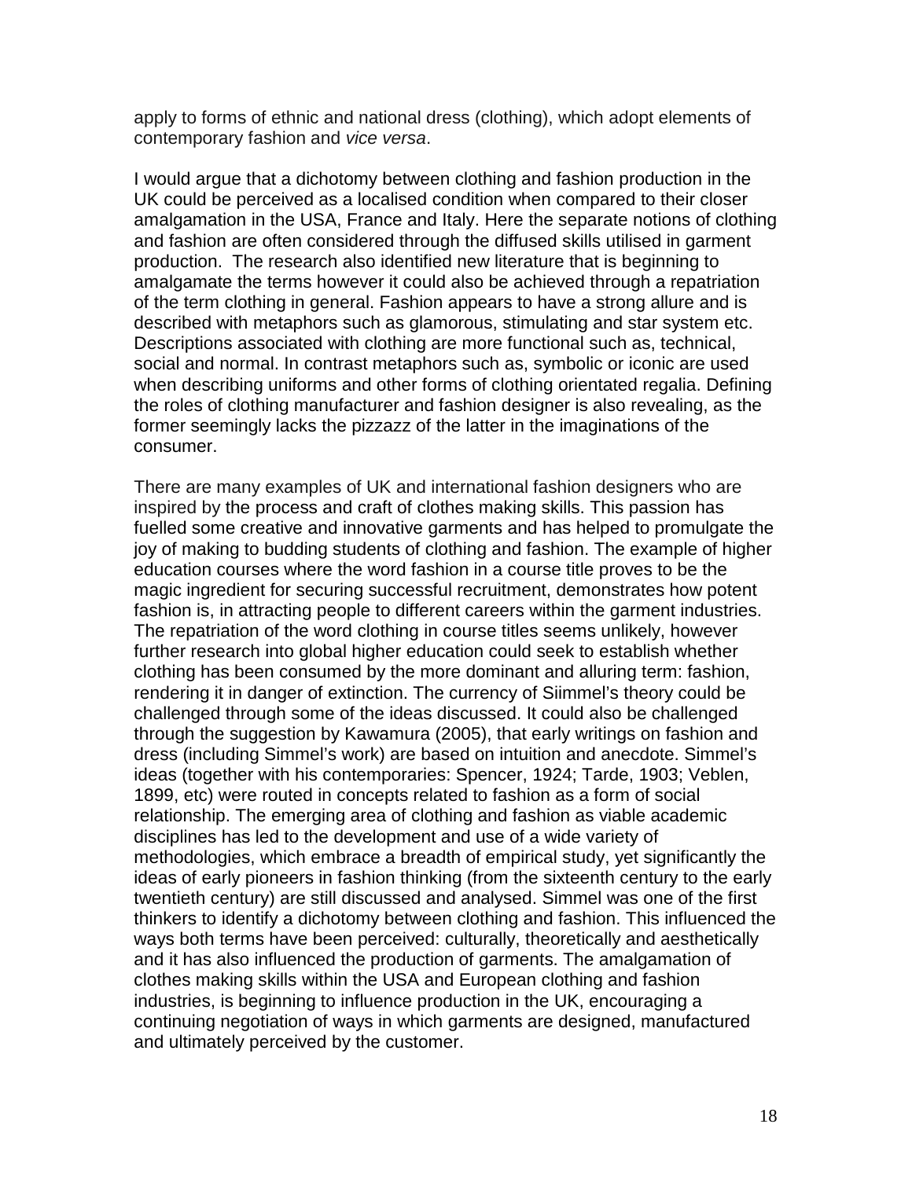apply to forms of ethnic and national dress (clothing), which adopt elements of contemporary fashion and *vice versa*.

I would argue that a dichotomy between clothing and fashion production in the UK could be perceived as a localised condition when compared to their closer amalgamation in the USA, France and Italy. Here the separate notions of clothing and fashion are often considered through the diffused skills utilised in garment production. The research also identified new literature that is beginning to amalgamate the terms however it could also be achieved through a repatriation of the term clothing in general. Fashion appears to have a strong allure and is described with metaphors such as glamorous, stimulating and star system etc. Descriptions associated with clothing are more functional such as, technical, social and normal. In contrast metaphors such as, symbolic or iconic are used when describing uniforms and other forms of clothing orientated regalia. Defining the roles of clothing manufacturer and fashion designer is also revealing, as the former seemingly lacks the pizzazz of the latter in the imaginations of the consumer.

There are many examples of UK and international fashion designers who are inspired by the process and craft of clothes making skills. This passion has fuelled some creative and innovative garments and has helped to promulgate the joy of making to budding students of clothing and fashion. The example of higher education courses where the word fashion in a course title proves to be the magic ingredient for securing successful recruitment, demonstrates how potent fashion is, in attracting people to different careers within the garment industries. The repatriation of the word clothing in course titles seems unlikely, however further research into global higher education could seek to establish whether clothing has been consumed by the more dominant and alluring term: fashion, rendering it in danger of extinction. The currency of Siimmel's theory could be challenged through some of the ideas discussed. It could also be challenged through the suggestion by Kawamura (2005), that early writings on fashion and dress (including Simmel's work) are based on intuition and anecdote. Simmel's ideas (together with his contemporaries: Spencer, 1924; Tarde, 1903; Veblen, 1899, etc) were routed in concepts related to fashion as a form of social relationship. The emerging area of clothing and fashion as viable academic disciplines has led to the development and use of a wide variety of methodologies, which embrace a breadth of empirical study, yet significantly the ideas of early pioneers in fashion thinking (from the sixteenth century to the early twentieth century) are still discussed and analysed. Simmel was one of the first thinkers to identify a dichotomy between clothing and fashion. This influenced the ways both terms have been perceived: culturally, theoretically and aesthetically and it has also influenced the production of garments. The amalgamation of clothes making skills within the USA and European clothing and fashion industries, is beginning to influence production in the UK, encouraging a continuing negotiation of ways in which garments are designed, manufactured and ultimately perceived by the customer.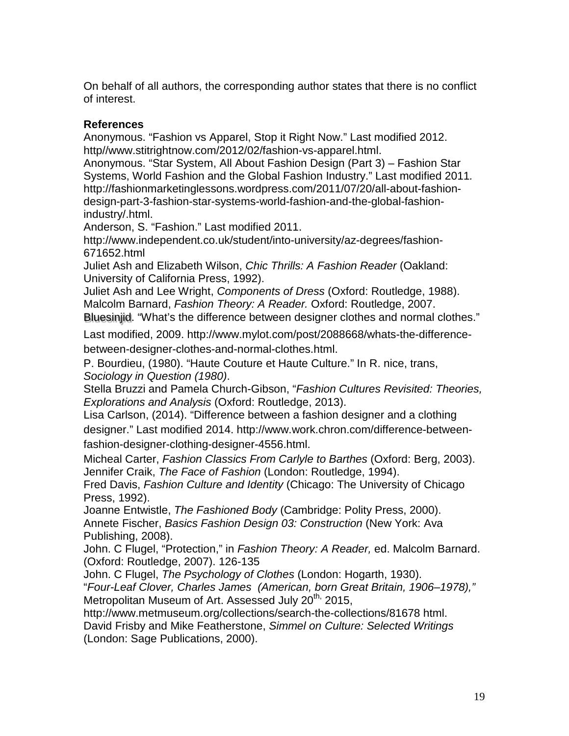On behalf of all authors, the corresponding author states that there is no conflict of interest.

**References**

Anonymous. “Fashion vs Apparel, Stop it Right Now.” Last modified 2012. http//www.stitrightnow.com/2012/02/fashion-vs-apparel.html.

Anonymous. “Star System, All About Fashion Design (Part 3) – Fashion Star Systems, World Fashion and the Global Fashion Industry.” Last modified 2011. http://fashionmarketinglessons.wordpress.com/2011/07/20/all-about-fashion-design-part-3-fashion-star-systems-world-fashion-and-the-global-fashion-industry/.html.

Anderson, S. “Fashion.” Last modified 2011. http://www.independent.co.uk/student/into-university/az-degrees/fashion-671652.html

Juliet Ash and Elizabeth Wilson, *Chic Thrills: A Fashion Reader* (Oakland: University of California Press, 1992).

Juliet Ash and Lee Wright, *Components of Dress* (Oxford: Routledge, 1988).

Malcolm Barnard, *Fashion Theory: A Reader.* Oxford: Routledge, 2007.

Bluesinjid. “What’s the difference between designer clothes and normal clothes.” Last modified, 2009. http://www.mylot.com/post/2088668/whats-the-difference-between-designer-clothes-and-normal-clothes.html.

P. Bourdieu, (1980). “Haute Couture et Haute Culture.” In R. nice, trans, *Sociology in Question (1980)*.

Stella Bruzzi and Pamela Church-Gibson, “*Fashion Cultures Revisited: Theories, Explorations and Analysis* (Oxford: Routledge, 2013).

Lisa Carlson, (2014). “Difference between a fashion designer and a clothing designer.” Last modified 2014. http://www.work.chron.com/difference-between-fashion-designer-clothing-designer-4556.html.

Micheal Carter, *Fashion Classics From Carlyle to Barthes* (Oxford: Berg, 2003).

Jennifer Craik, *The Face of Fashion* (London: Routledge, 1994).

Fred Davis, *Fashion Culture and Identity* (Chicago: The University of Chicago Press, 1992).

Joanne Entwistle, *The Fashioned Body* (Cambridge: Polity Press, 2000).

Annete Fischer, *Basics Fashion Design 03: Construction* (New York: Ava Publishing, 2008).

John. C Flugel, “Protection,” in *Fashion Theory: A Reader,* ed. Malcolm Barnard. (Oxford: Routledge, 2007). 126-135

John. C Flugel, *The Psychology of Clothes* (London: Hogarth, 1930).

“*Four-Leaf Clover, Charles James (American, born Great Britain, 1906–1978),”* Metropolitan Museum of Art. Assessed July 20th, 2015, http://www.metmuseum.org/collections/search-the-collections/81678 html.

David Frisby and Mike Featherstone, *Simmel on Culture: Selected Writings* (London: Sage Publications, 2000).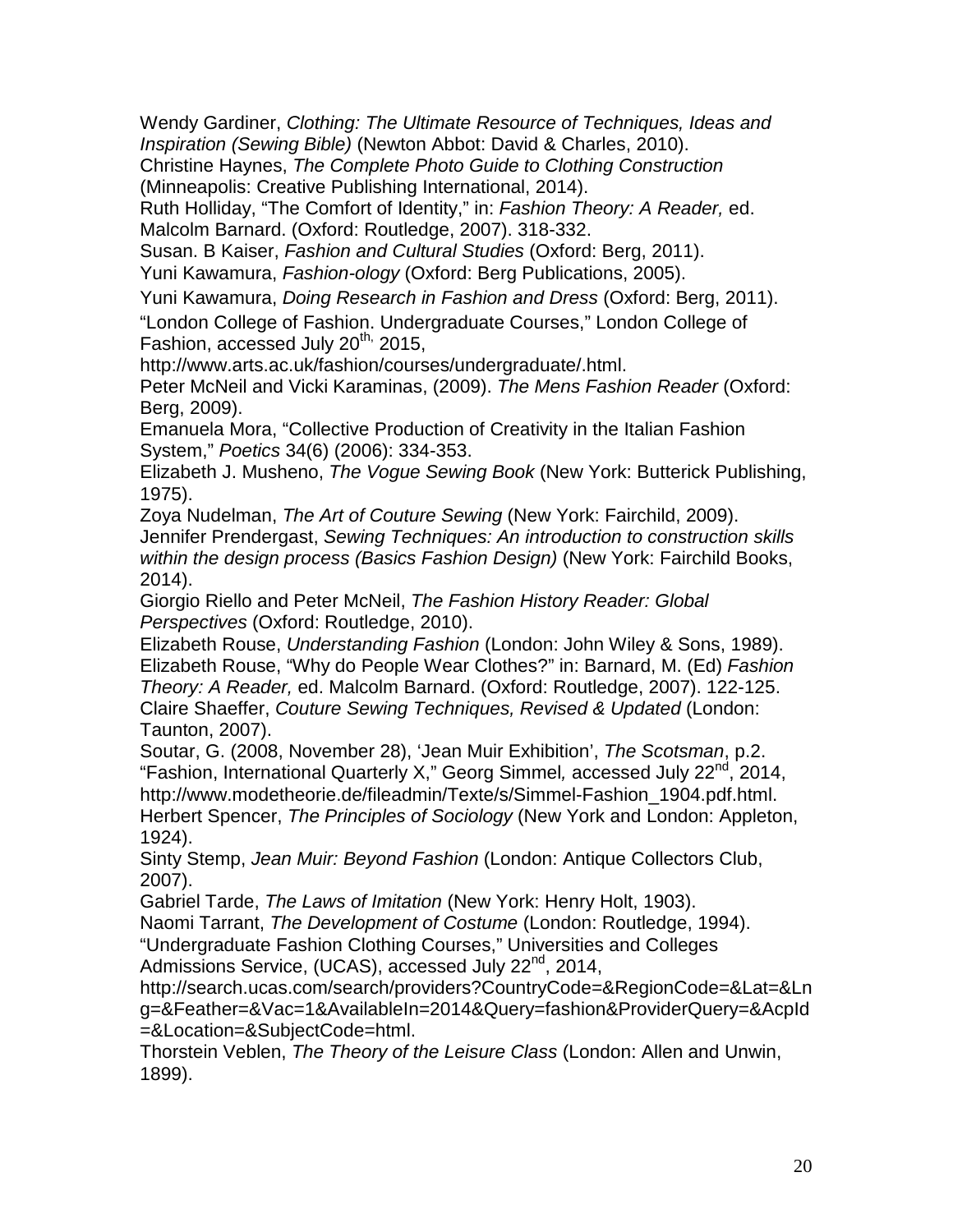Wendy Gardiner, *Clothing: The Ultimate Resource of Techniques, Ideas and Inspiration (Sewing Bible)* (Newton Abbot: David & Charles, 2010).

Christine Haynes, *The Complete Photo Guide to Clothing Construction* (Minneapolis: Creative Publishing International, 2014).

Ruth Holliday, "The Comfort of Identity," in: *Fashion Theory: A Reader,* ed. Malcolm Barnard. (Oxford: Routledge, 2007). 318-332.

Susan. B Kaiser, *Fashion and Cultural Studies* (Oxford: Berg, 2011).

Yuni Kawamura, *Fashion-ology* (Oxford: Berg Publications, 2005).

Yuni Kawamura, *Doing Research in Fashion and Dress* (Oxford: Berg, 2011).

"London College of Fashion. Undergraduate Courses," London College of Fashion, accessed July 20th, 2015, http://www.arts.ac.uk/fashion/courses/undergraduate/.html.

Peter McNeil and Vicki Karaminas, (2009). *The Mens Fashion Reader* (Oxford: Berg, 2009).

Emanuela Mora, "Collective Production of Creativity in the Italian Fashion System," *Poetics* 34(6) (2006): 334-353.

Elizabeth J. Musheno, *The Vogue Sewing Book* (New York: Butterick Publishing, 1975).

Zoya Nudelman, *The Art of Couture Sewing* (New York: Fairchild, 2009).

Jennifer Prendergast, *Sewing Techniques: An introduction to construction skills within the design process (Basics Fashion Design)* (New York: Fairchild Books, 2014).

Giorgio Riello and Peter McNeil, *The Fashion History Reader: Global Perspectives* (Oxford: Routledge, 2010).

Elizabeth Rouse, *Understanding Fashion* (London: John Wiley & Sons, 1989).

Elizabeth Rouse, "Why do People Wear Clothes?" in: Barnard, M. (Ed) *Fashion Theory: A Reader,* ed. Malcolm Barnard. (Oxford: Routledge, 2007). 122-125.

Claire Shaeffer, *Couture Sewing Techniques, Revised & Updated* (London: Taunton, 2007).

Soutar, G. (2008, November 28), 'Jean Muir Exhibition', *The Scotsman*, p.2.

"Fashion, International Quarterly X," Georg Simmel*,* accessed July 22nd, 2014, http://www.modetheorie.de/fileadmin/Texte/s/Simmel-Fashion_1904.pdf.html.

Herbert Spencer, *The Principles of Sociology* (New York and London: Appleton, 1924).

Sinty Stemp, *Jean Muir: Beyond Fashion* (London: Antique Collectors Club, 2007).

Gabriel Tarde, *The Laws of Imitation* (New York: Henry Holt, 1903).

Naomi Tarrant, *The Development of Costume* (London: Routledge, 1994).

"Undergraduate Fashion Clothing Courses," Universities and Colleges Admissions Service, (UCAS), accessed July 22nd, 2014, http://search.ucas.com/search/providers?CountryCode=&RegionCode=&Lat=&Lng=&Feather=&Vac=1&AvailableIn=2014&Query=fashion&ProviderQuery=&AcpId=&Location=&SubjectCode=html.

Thorstein Veblen, *The Theory of the Leisure Class* (London: Allen and Unwin, 1899).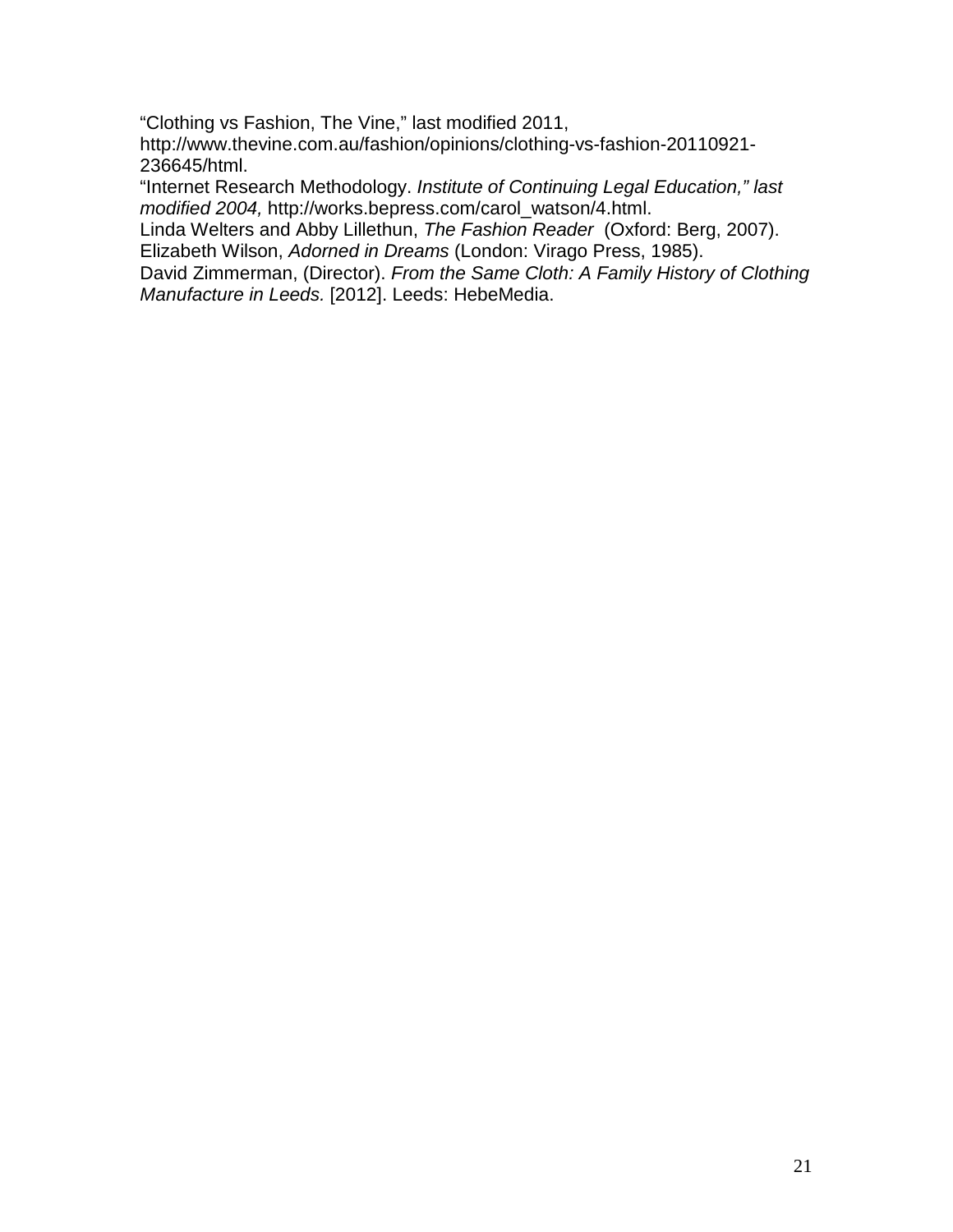“Clothing vs Fashion, The Vine,” last modified 2011, http://www.thevine.com.au/fashion/opinions/clothing-vs-fashion-20110921-236645/html.

“Internet Research Methodology. *Institute of Continuing Legal Education,” last modified 2004,* http://works.bepress.com/carol_watson/4.html.

Linda Welters and Abby Lillethun, *The Fashion Reader* (Oxford: Berg, 2007).

Elizabeth Wilson, *Adorned in Dreams* (London: Virago Press, 1985).

David Zimmerman, (Director). *From the Same Cloth: A Family History of Clothing Manufacture in Leeds.* [2012]. Leeds: HebeMedia.